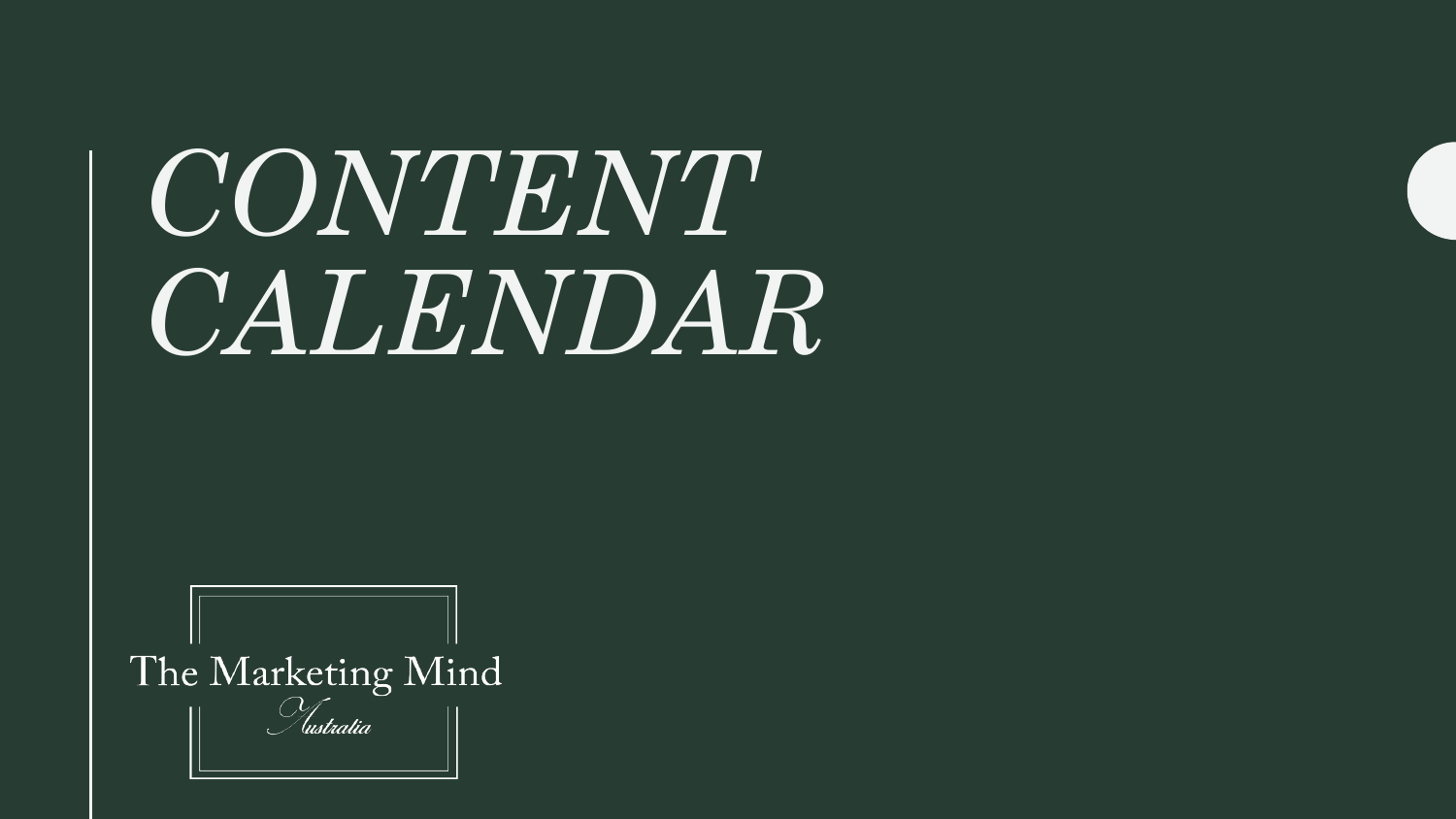# *CONTENT CALENDAR*

The Marketing Mind

*Australia*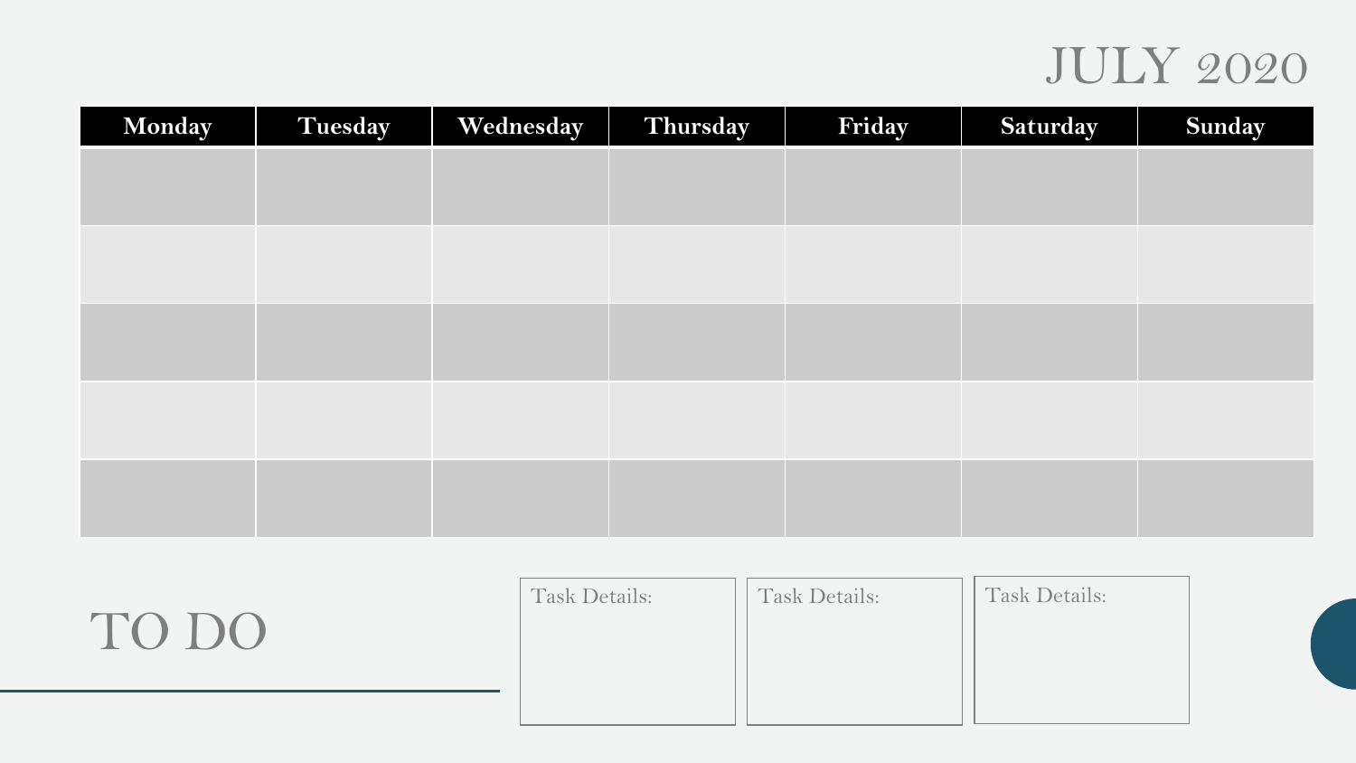# JULY 2020

| Monday | Tuesday | Wednesday | Thursday | Friday | Saturday | Sunday |
|---|---|---|---|---|---|---|
| | | | | | | |
| | | | | | | |
| | | | | | | |
| | | | | | | |
| | | | | | | |

## TO DO

Task Details:

Task Details:

Task Details: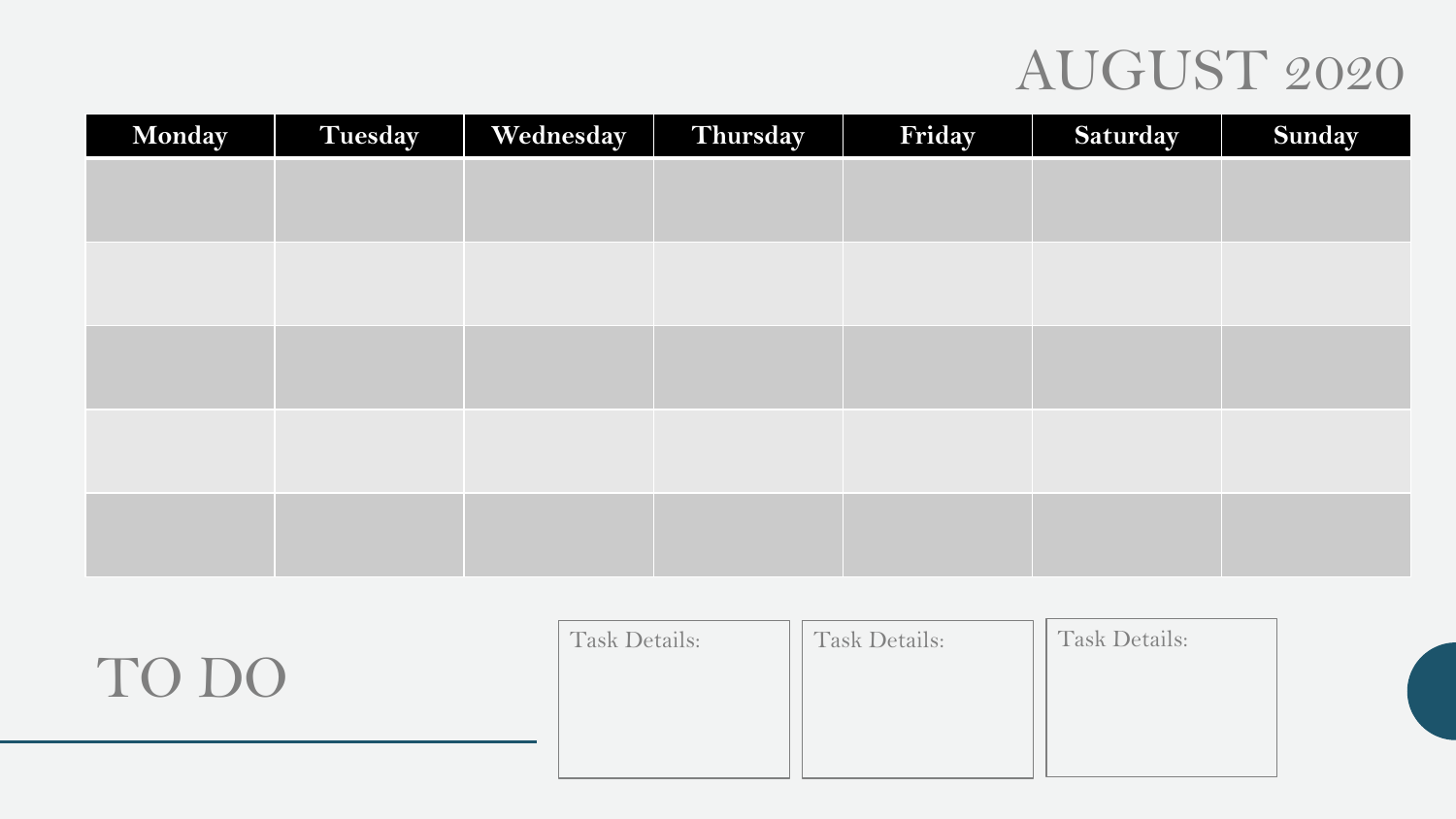# AUGUST 2020

| Monday | Tuesday | Wednesday | Thursday | Friday | Saturday | Sunday |
|---|---|---|---|---|---|---|
| | | | | | | |
| | | | | | | |
| | | | | | | |
| | | | | | | |
| | | | | | | |

# TO DO

Task Details:

Task Details:

Task Details: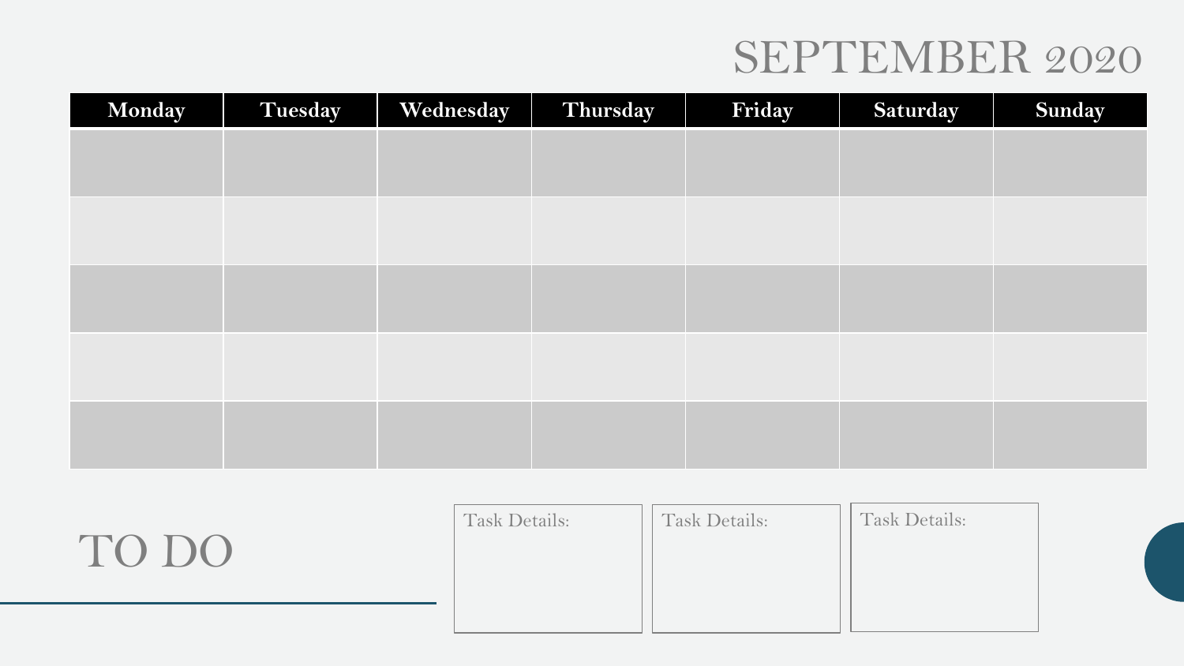# SEPTEMBER 2020

| Monday | Tuesday | Wednesday | Thursday | Friday | Saturday | Sunday |
|---|---|---|---|---|---|---|
| | | | | | | |
| | | | | | | |
| | | | | | | |
| | | | | | | |
| | | | | | | |

## TO DO

Task Details:

Task Details:

Task Details: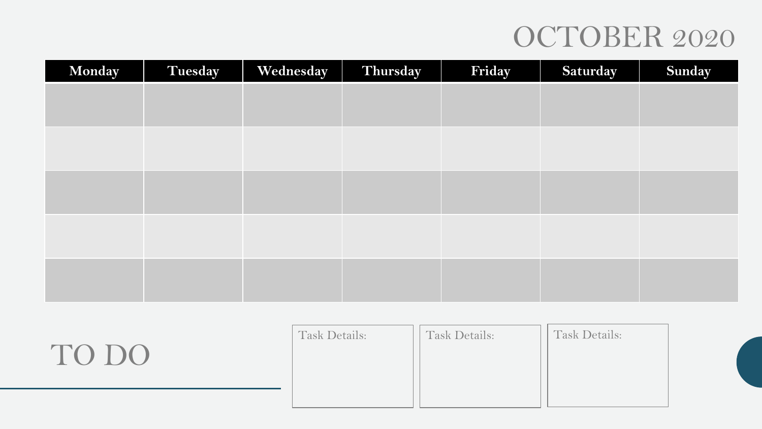# OCTOBER 2020

| Monday | Tuesday | Wednesday | Thursday | Friday | Saturday | Sunday |
|---|---|---|---|---|---|---|
| | | | | | | |
| | | | | | | |
| | | | | | | |
| | | | | | | |
| | | | | | | |

# TO DO

Task Details:

Task Details:

Task Details: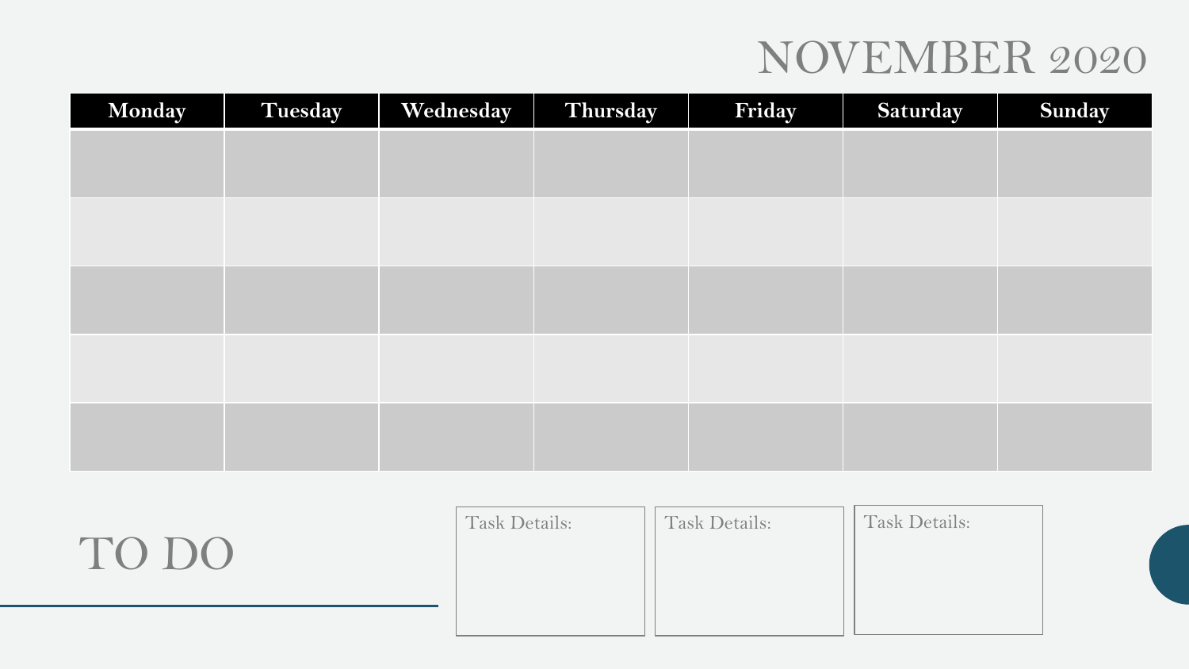# NOVEMBER 2020

| Monday | Tuesday | Wednesday | Thursday | Friday | Saturday | Sunday |
|---|---|---|---|---|---|---|
| | | | | | | |
| | | | | | | |
| | | | | | | |
| | | | | | | |
| | | | | | | |

## TO DO

Task Details:

Task Details:

Task Details: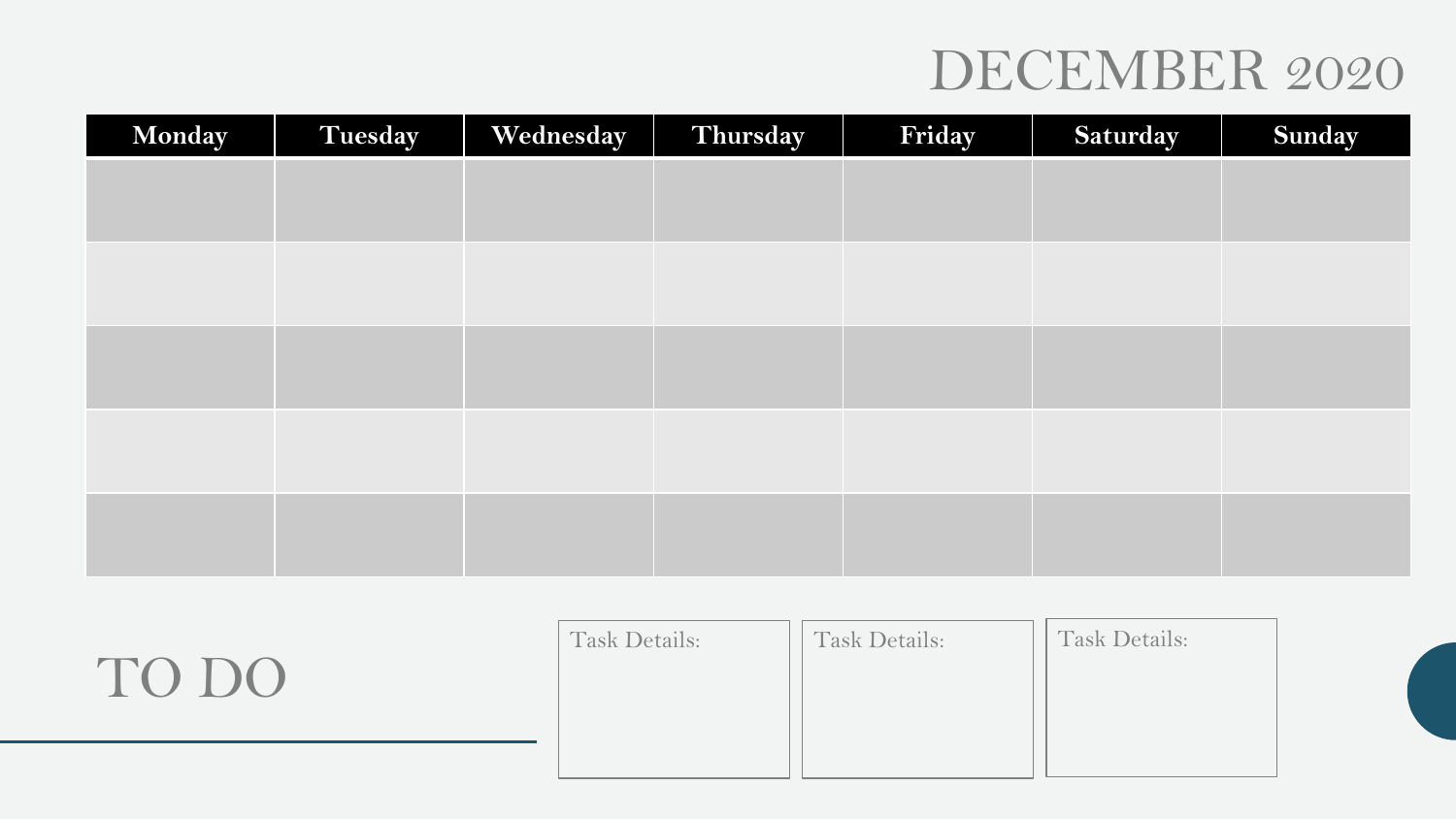# DECEMBER 2020

| Monday | Tuesday | Wednesday | Thursday | Friday | Saturday | Sunday |
|---|---|---|---|---|---|---|
| | | | | | | |
| | | | | | | |
| | | | | | | |
| | | | | | | |
| | | | | | | |

# TO DO

Task Details:

Task Details:

Task Details: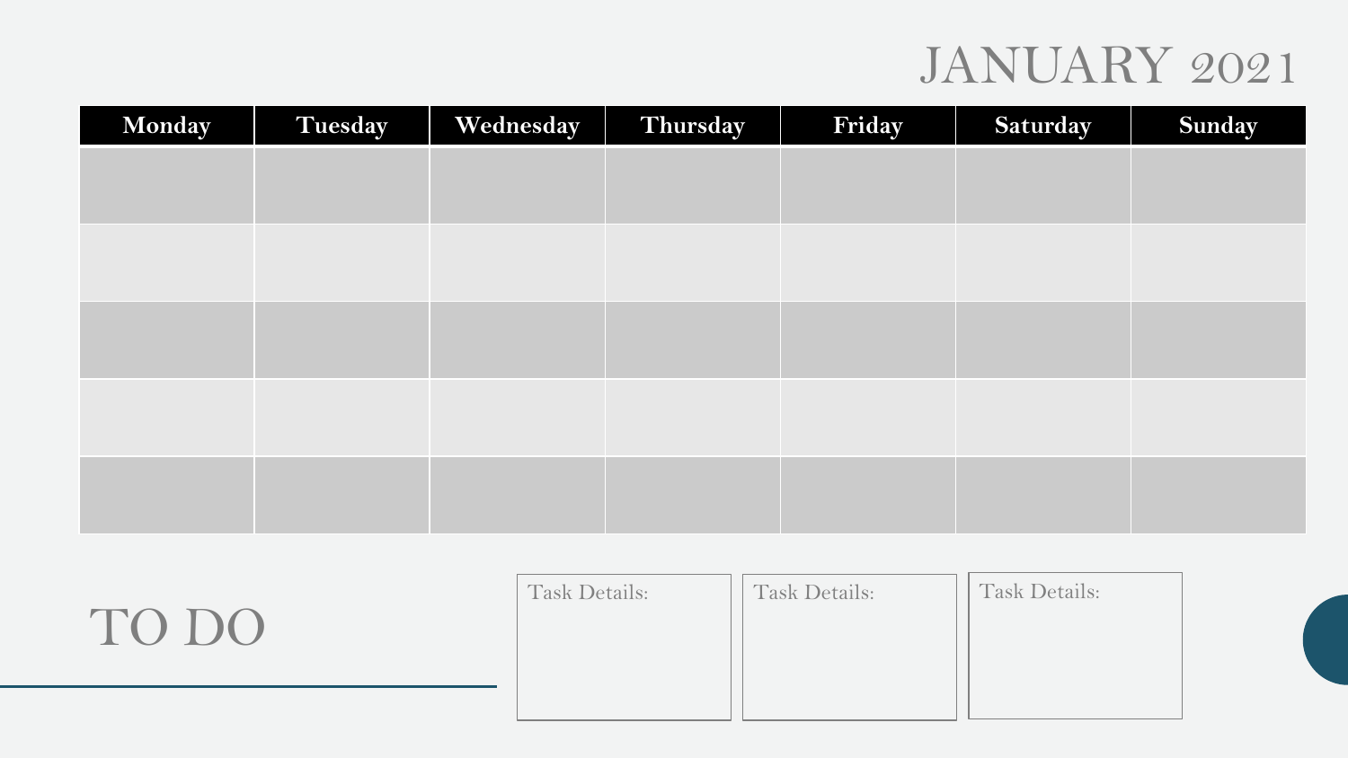# JANUARY 2021

| Monday | Tuesday | Wednesday | Thursday | Friday | Saturday | Sunday |
|---|---|---|---|---|---|---|
| | | | | | | |
| | | | | | | |
| | | | | | | |
| | | | | | | |
| | | | | | | |

## TO DO

Task Details:

Task Details:

Task Details: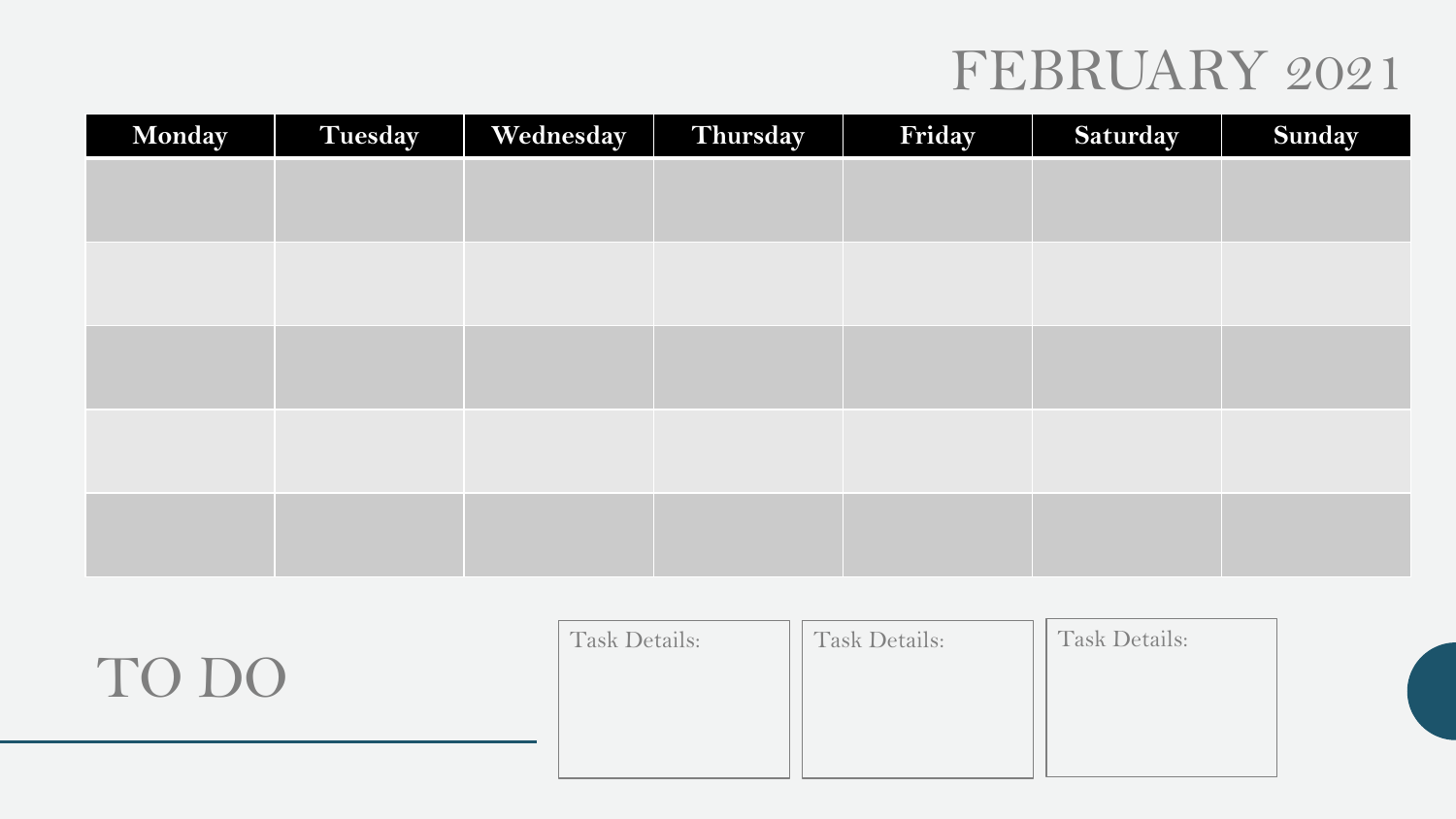# FEBRUARY 2021

| Monday | Tuesday | Wednesday | Thursday | Friday | Saturday | Sunday |
|---|---|---|---|---|---|---|
| | | | | | | |
| | | | | | | |
| | | | | | | |
| | | | | | | |
| | | | | | | |

## TO DO

Task Details:

Task Details:

Task Details: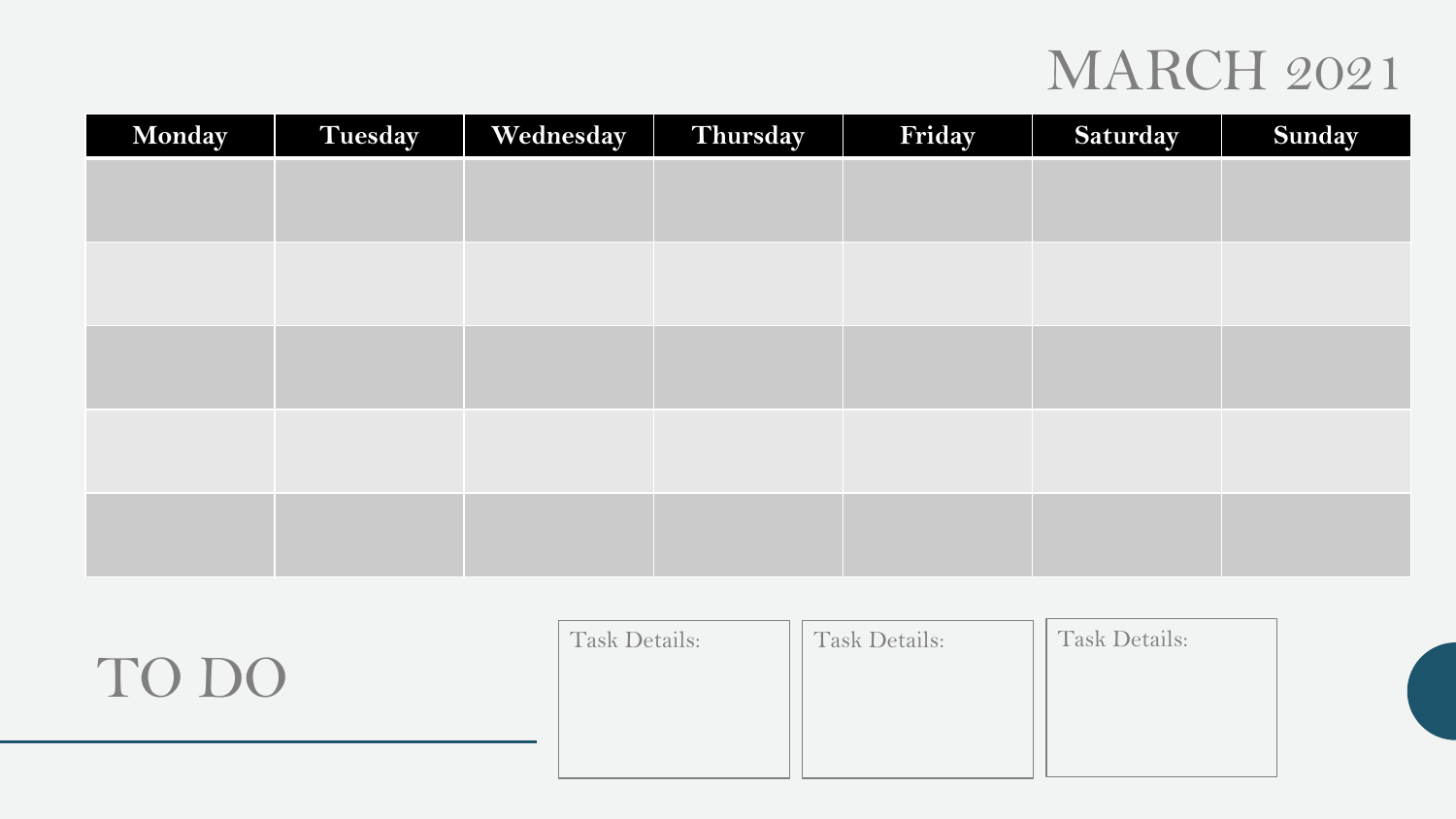# MARCH 2021

| Monday | Tuesday | Wednesday | Thursday | Friday | Saturday | Sunday |
|---|---|---|---|---|---|---|
| | | | | | | |
| | | | | | | |
| | | | | | | |
| | | | | | | |
| | | | | | | |

## TO DO

Task Details:

Task Details:

Task Details: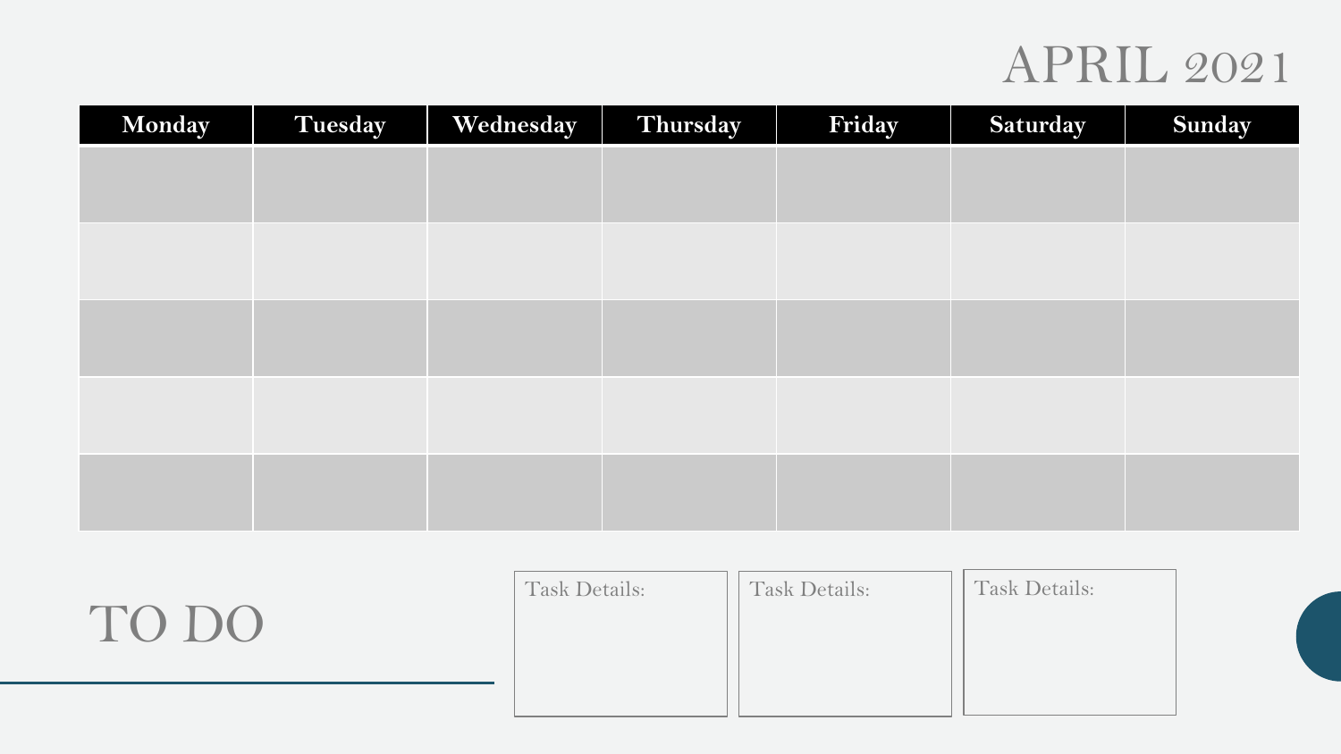# APRIL 2021

| Monday | Tuesday | Wednesday | Thursday | Friday | Saturday | Sunday |
|---|---|---|---|---|---|---|
| | | | | | | |
| | | | | | | |
| | | | | | | |
| | | | | | | |
| | | | | | | |

## TO DO

Task Details:

Task Details:

Task Details: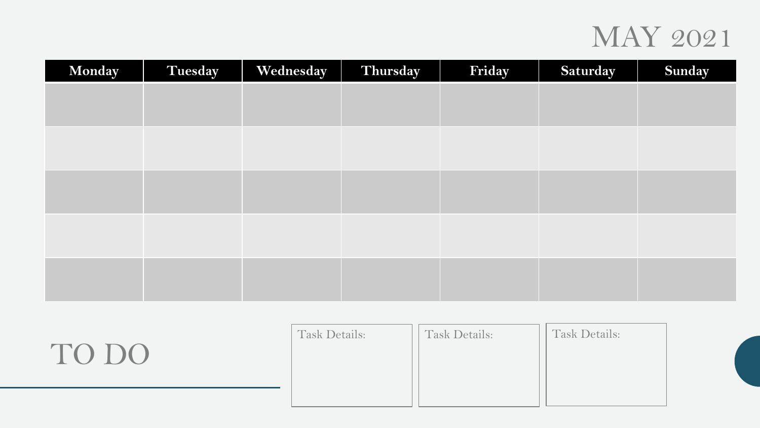# MAY 2021

| Monday | Tuesday | Wednesday | Thursday | Friday | Saturday | Sunday |
| --- | --- | --- | --- | --- | --- | --- |
| | | | | | | |
| | | | | | | |
| | | | | | | |
| | | | | | | |
| | | | | | | |

# TO DO

Task Details:

Task Details:

Task Details: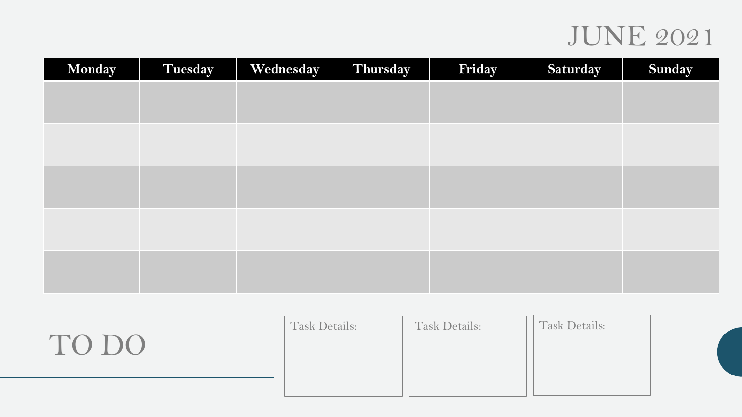# JUNE 2021

| Monday | Tuesday | Wednesday | Thursday | Friday | Saturday | Sunday |
| --- | --- | --- | --- | --- | --- | --- |
| | | | | | | |
| | | | | | | |
| | | | | | | |
| | | | | | | |
| | | | | | | |

## TO DO

Task Details:

Task Details:

Task Details: